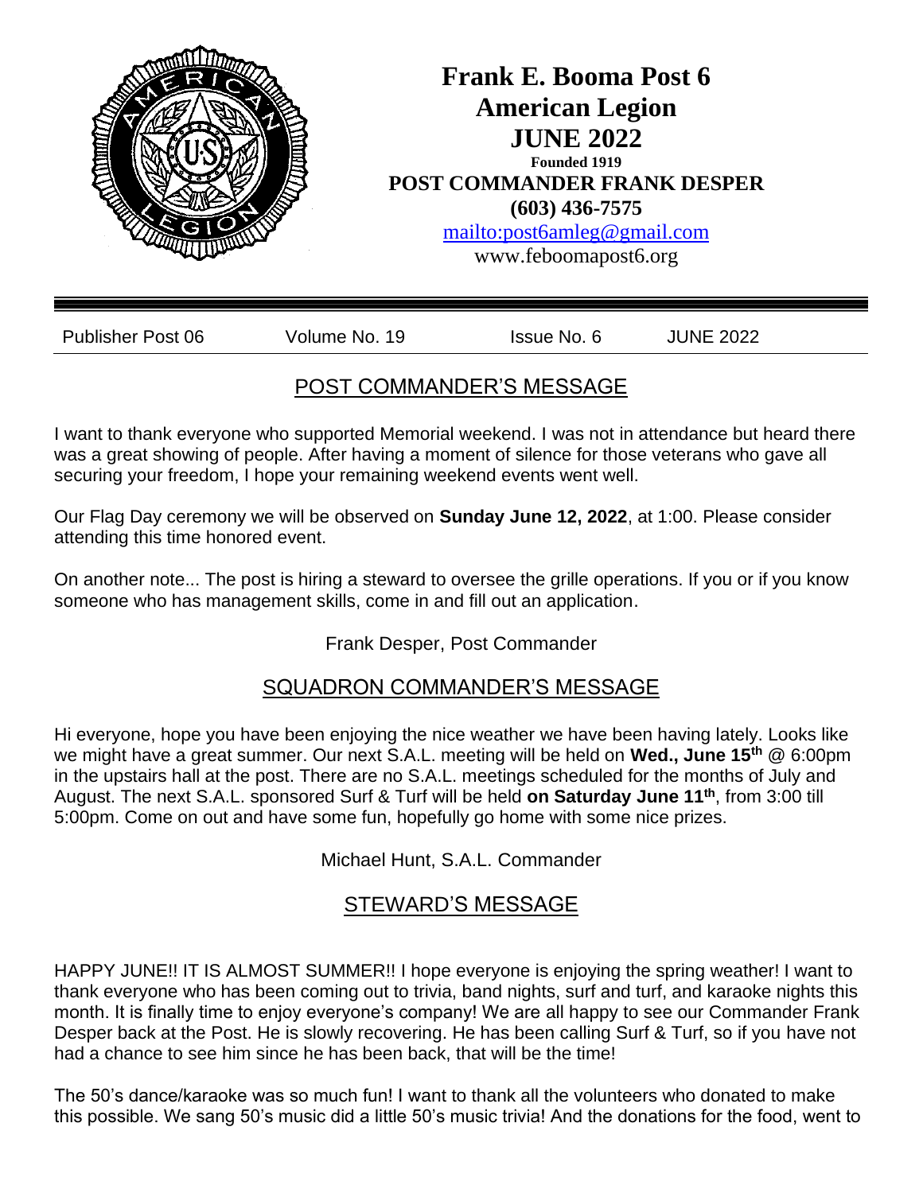# Frank E. Booma Post 6
# American Legion
# JUNE 2022

**Founded 1919**

**POST COMMANDER FRANK DESPER**

**(603) 436-7575**

mailto:post6amleg@gmail.com

www.feboomapost6.org

---

Publisher Post 06 | Volume No. 19 | Issue No. 6 | JUNE 2022

## POST COMMANDER'S MESSAGE

I want to thank everyone who supported Memorial weekend. I was not in attendance but heard there was a great showing of people. After having a moment of silence for those veterans who gave all securing your freedom, I hope your remaining weekend events went well.

Our Flag Day ceremony we will be observed on **Sunday June 12, 2022**, at 1:00. Please consider attending this time honored event.

On another note... The post is hiring a steward to oversee the grille operations. If you or if you know someone who has management skills, come in and fill out an application.

Frank Desper, Post Commander

## SQUADRON COMMANDER'S MESSAGE

Hi everyone, hope you have been enjoying the nice weather we have been having lately. Looks like we might have a great summer. Our next S.A.L. meeting will be held on **Wed., June 15th** @ 6:00pm in the upstairs hall at the post. There are no S.A.L. meetings scheduled for the months of July and August. The next S.A.L. sponsored Surf & Turf will be held **on Saturday June 11th**, from 3:00 till 5:00pm. Come on out and have some fun, hopefully go home with some nice prizes.

Michael Hunt, S.A.L. Commander

## STEWARD'S MESSAGE

HAPPY JUNE!! IT IS ALMOST SUMMER!! I hope everyone is enjoying the spring weather! I want to thank everyone who has been coming out to trivia, band nights, surf and turf, and karaoke nights this month. It is finally time to enjoy everyone's company! We are all happy to see our Commander Frank Desper back at the Post. He is slowly recovering. He has been calling Surf & Turf, so if you have not had a chance to see him since he has been back, that will be the time!

The 50's dance/karaoke was so much fun! I want to thank all the volunteers who donated to make this possible. We sang 50's music did a little 50's music trivia! And the donations for the food, went to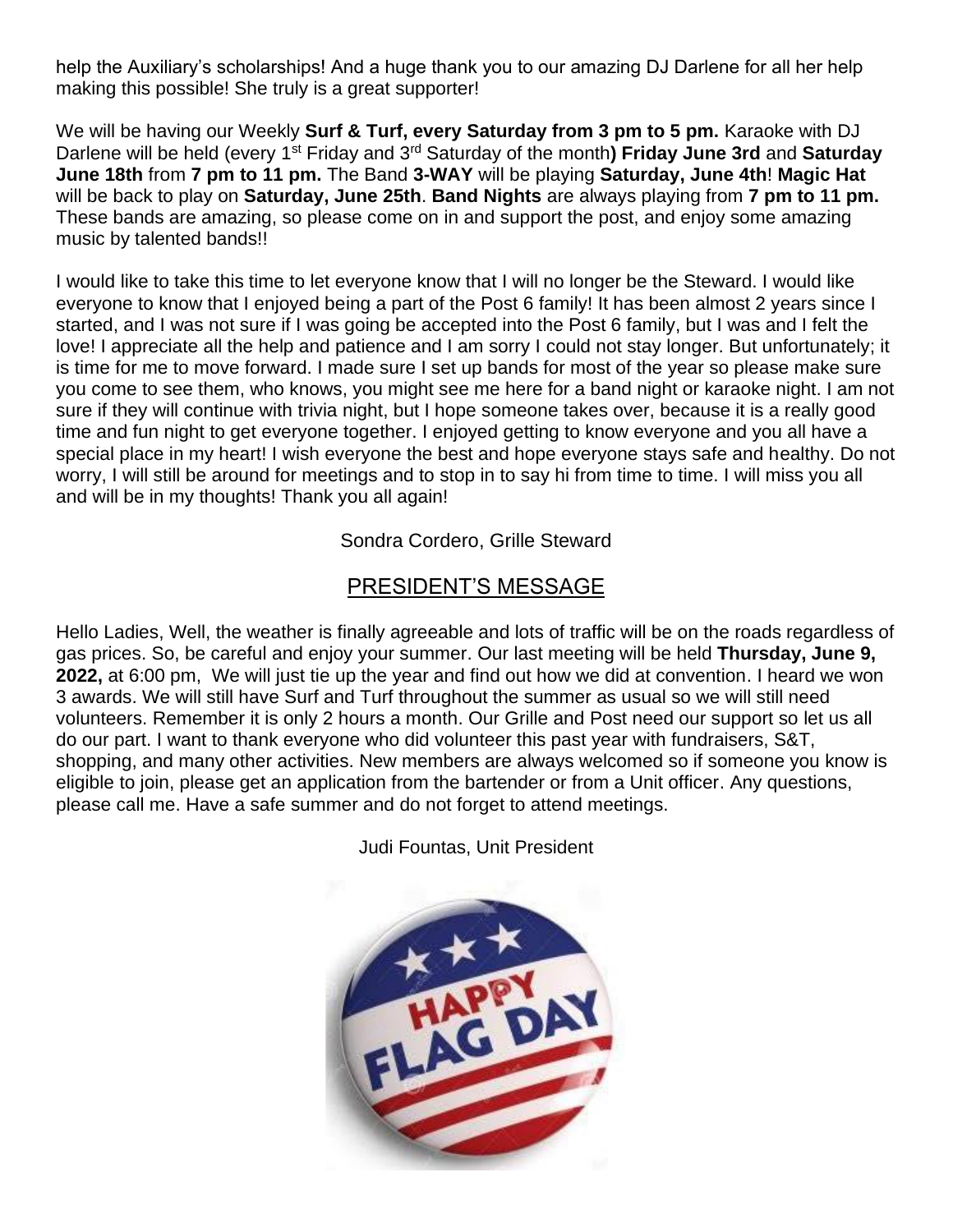help the Auxiliary's scholarships! And a huge thank you to our amazing DJ Darlene for all her help making this possible! She truly is a great supporter!

We will be having our Weekly **Surf & Turf, every Saturday from 3 pm to 5 pm.** Karaoke with DJ Darlene will be held (every 1st Friday and 3rd Saturday of the month**) Friday June 3rd** and **Saturday June 18th** from **7 pm to 11 pm.** The Band **3-WAY** will be playing **Saturday, June 4th**! **Magic Hat** will be back to play on **Saturday, June 25th**. **Band Nights** are always playing from **7 pm to 11 pm.** These bands are amazing, so please come on in and support the post, and enjoy some amazing music by talented bands!!

I would like to take this time to let everyone know that I will no longer be the Steward. I would like everyone to know that I enjoyed being a part of the Post 6 family! It has been almost 2 years since I started, and I was not sure if I was going be accepted into the Post 6 family, but I was and I felt the love! I appreciate all the help and patience and I am sorry I could not stay longer. But unfortunately; it is time for me to move forward. I made sure I set up bands for most of the year so please make sure you come to see them, who knows, you might see me here for a band night or karaoke night. I am not sure if they will continue with trivia night, but I hope someone takes over, because it is a really good time and fun night to get everyone together. I enjoyed getting to know everyone and you all have a special place in my heart! I wish everyone the best and hope everyone stays safe and healthy. Do not worry, I will still be around for meetings and to stop in to say hi from time to time. I will miss you all and will be in my thoughts! Thank you all again!

Sondra Cordero, Grille Steward

## PRESIDENT'S MESSAGE

Hello Ladies, Well, the weather is finally agreeable and lots of traffic will be on the roads regardless of gas prices. So, be careful and enjoy your summer. Our last meeting will be held **Thursday, June 9, 2022,** at 6:00 pm, We will just tie up the year and find out how we did at convention. I heard we won 3 awards. We will still have Surf and Turf throughout the summer as usual so we will still need volunteers. Remember it is only 2 hours a month. Our Grille and Post need our support so let us all do our part. I want to thank everyone who did volunteer this past year with fundraisers, S&T, shopping, and many other activities. New members are always welcomed so if someone you know is eligible to join, please get an application from the bartender or from a Unit officer. Any questions, please call me. Have a safe summer and do not forget to attend meetings.

Judi Fountas, Unit President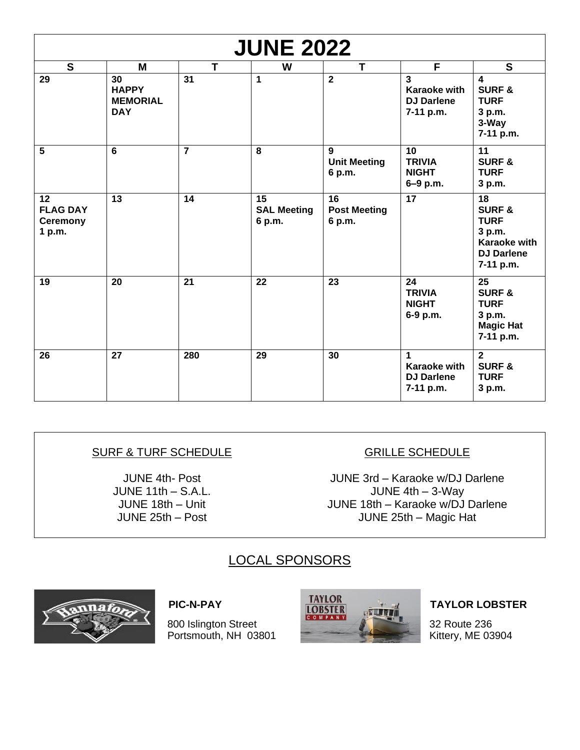# JUNE 2022

| S | M | T | W | T | F | S |
|---|---|---|---|---|---|---|
| **29** | **30** **HAPPY MEMORIAL DAY** | **31** | **1** | **2** | **3** **Karaoke with DJ Darlene 7-11 p.m.** | **4** **SURF & TURF 3 p.m. 3-Way 7-11 p.m.** |
| **5** | **6** | **7** | **8** | **9** **Unit Meeting 6 p.m.** | **10** **TRIVIA NIGHT 6–9 p.m.** | **11** **SURF & TURF 3 p.m.** |
| **12** **FLAG DAY Ceremony 1 p.m.** | **13** | **14** | **15** **SAL Meeting 6 p.m.** | **16** **Post Meeting 6 p.m.** | **17** | **18** **SURF & TURF 3 p.m. Karaoke with DJ Darlene 7-11 p.m.** |
| **19** | **20** | **21** | **22** | **23** | **24** **TRIVIA NIGHT 6-9 p.m.** | **25** **SURF & TURF 3 p.m. Magic Hat 7-11 p.m.** |
| **26** | **27** | **280** | **29** | **30** | **1** **Karaoke with DJ Darlene 7-11 p.m.** | **2** **SURF & TURF 3 p.m.** |

SURF & TURF SCHEDULE

JUNE 4th- Post
JUNE 11th – S.A.L.
JUNE 18th – Unit
JUNE 25th – Post

GRILLE SCHEDULE

JUNE 3rd – Karaoke w/DJ Darlene
JUNE 4th – 3-Way
JUNE 18th – Karaoke w/DJ Darlene
JUNE 25th – Magic Hat

## LOCAL SPONSORS

**PIC-N-PAY**
800 Islington Street
Portsmouth, NH 03801

**TAYLOR LOBSTER**
32 Route 236
Kittery, ME 03904